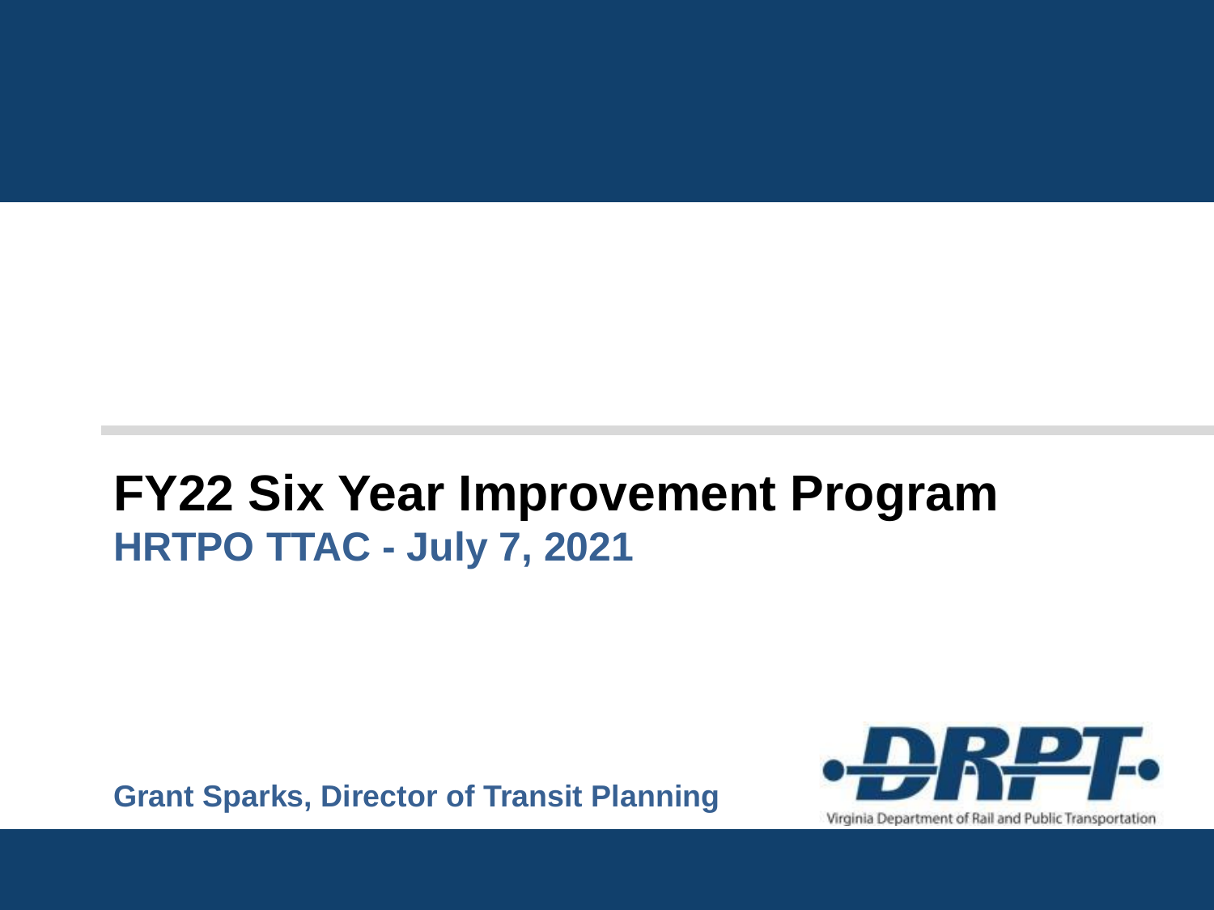# FY22 Six Year Improvement Program

## HRTPO TTAC - July 7, 2021

**Grant Sparks, Director of Transit Planning**

Virginia Department of Rail and Public Transportation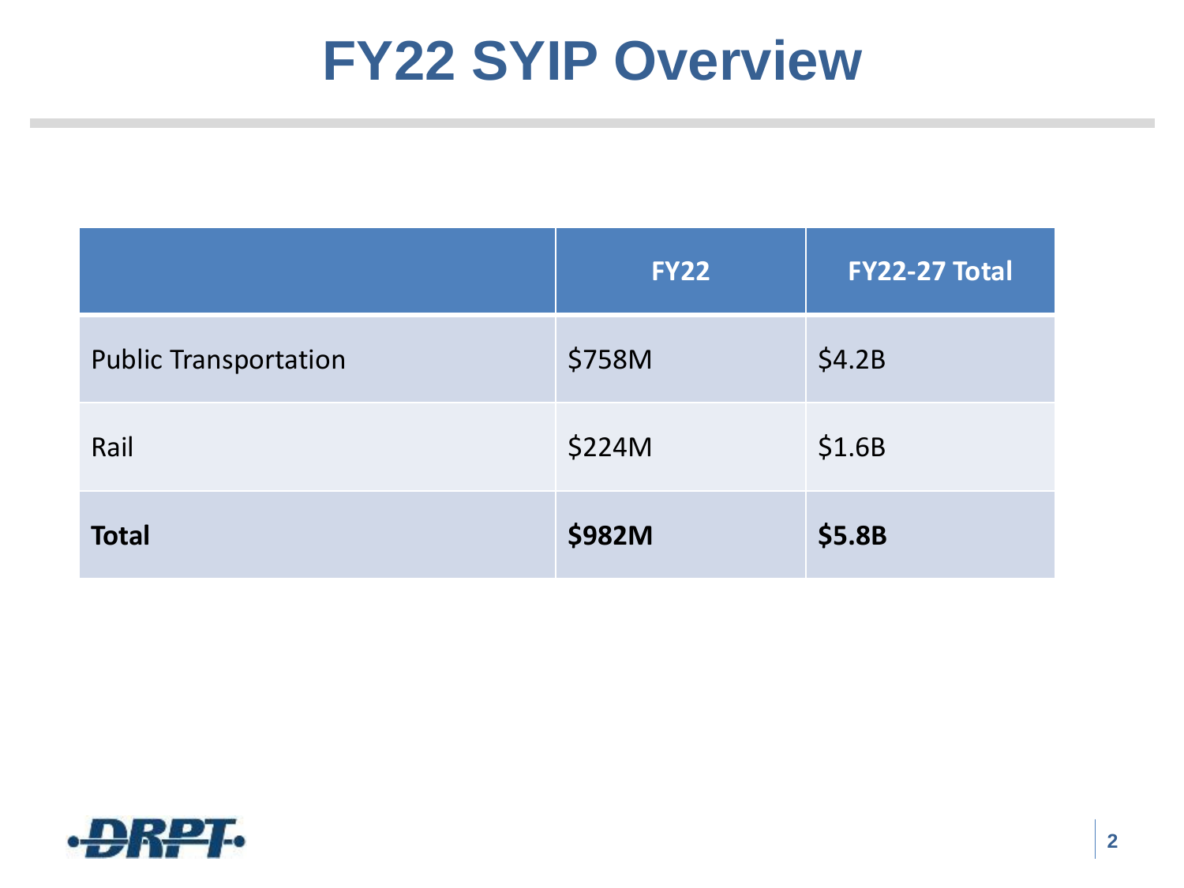# FY22 SYIP Overview

| | FY22 | FY22-27 Total |
|---|---|---|
| Public Transportation | $758M | $4.2B |
| Rail | $224M | $1.6B |
| **Total** | **$982M** | **$5.8B** |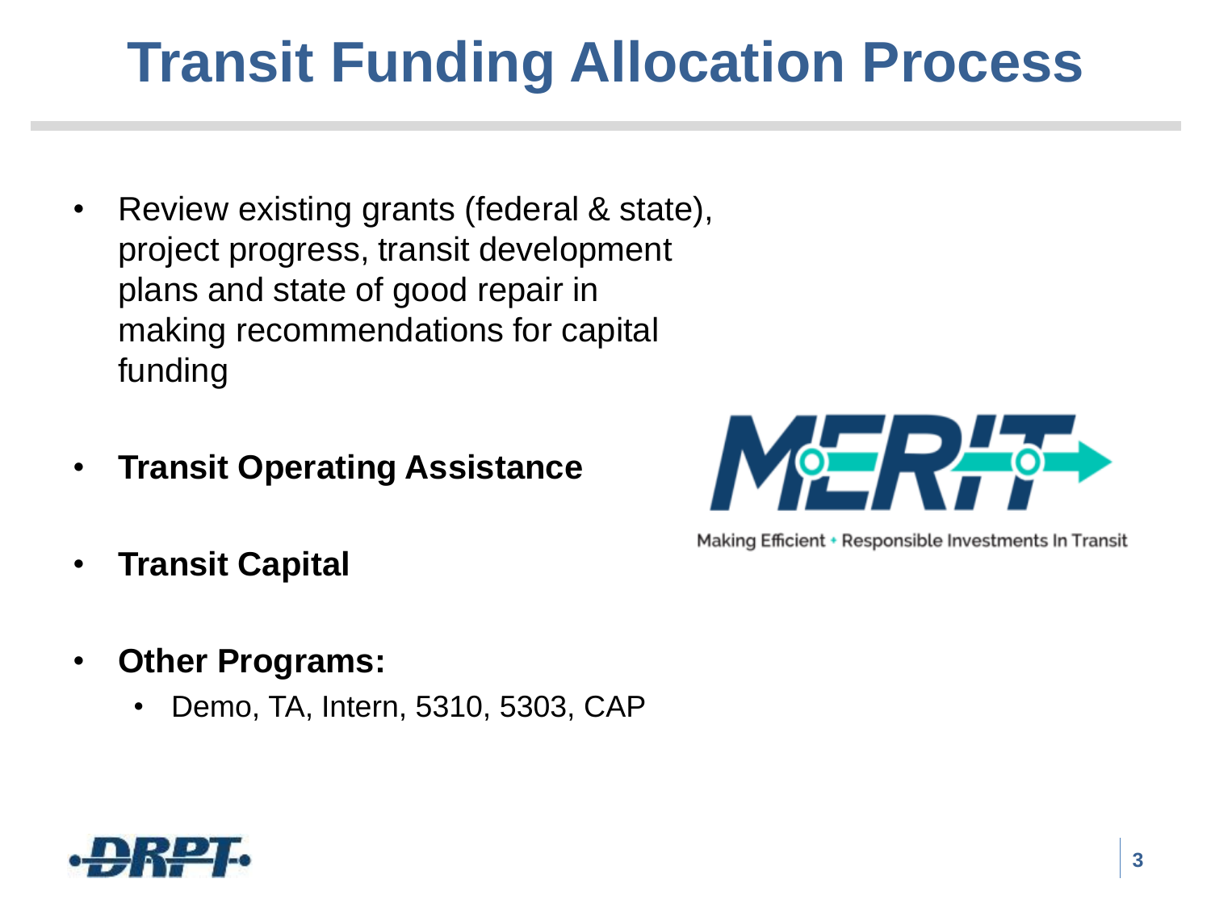# Transit Funding Allocation Process

- Review existing grants (federal & state), project progress, transit development plans and state of good repair in making recommendations for capital funding
- **Transit Operating Assistance**
- **Transit Capital**
- **Other Programs:**
  - Demo, TA, Intern, 5310, 5303, CAP

MERIT

Making Efficient + Responsible Investments In Transit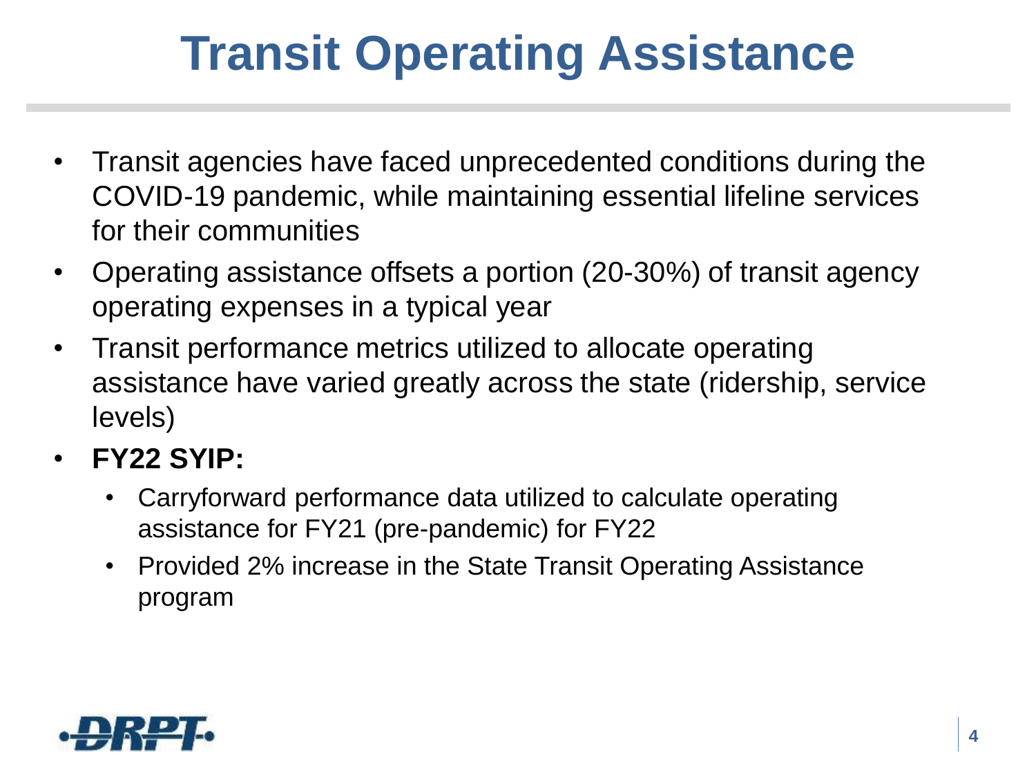# Transit Operating Assistance

- Transit agencies have faced unprecedented conditions during the COVID-19 pandemic, while maintaining essential lifeline services for their communities
- Operating assistance offsets a portion (20-30%) of transit agency operating expenses in a typical year
- Transit performance metrics utilized to allocate operating assistance have varied greatly across the state (ridership, service levels)
- **FY22 SYIP:**
  - Carryforward performance data utilized to calculate operating assistance for FY21 (pre-pandemic) for FY22
  - Provided 2% increase in the State Transit Operating Assistance program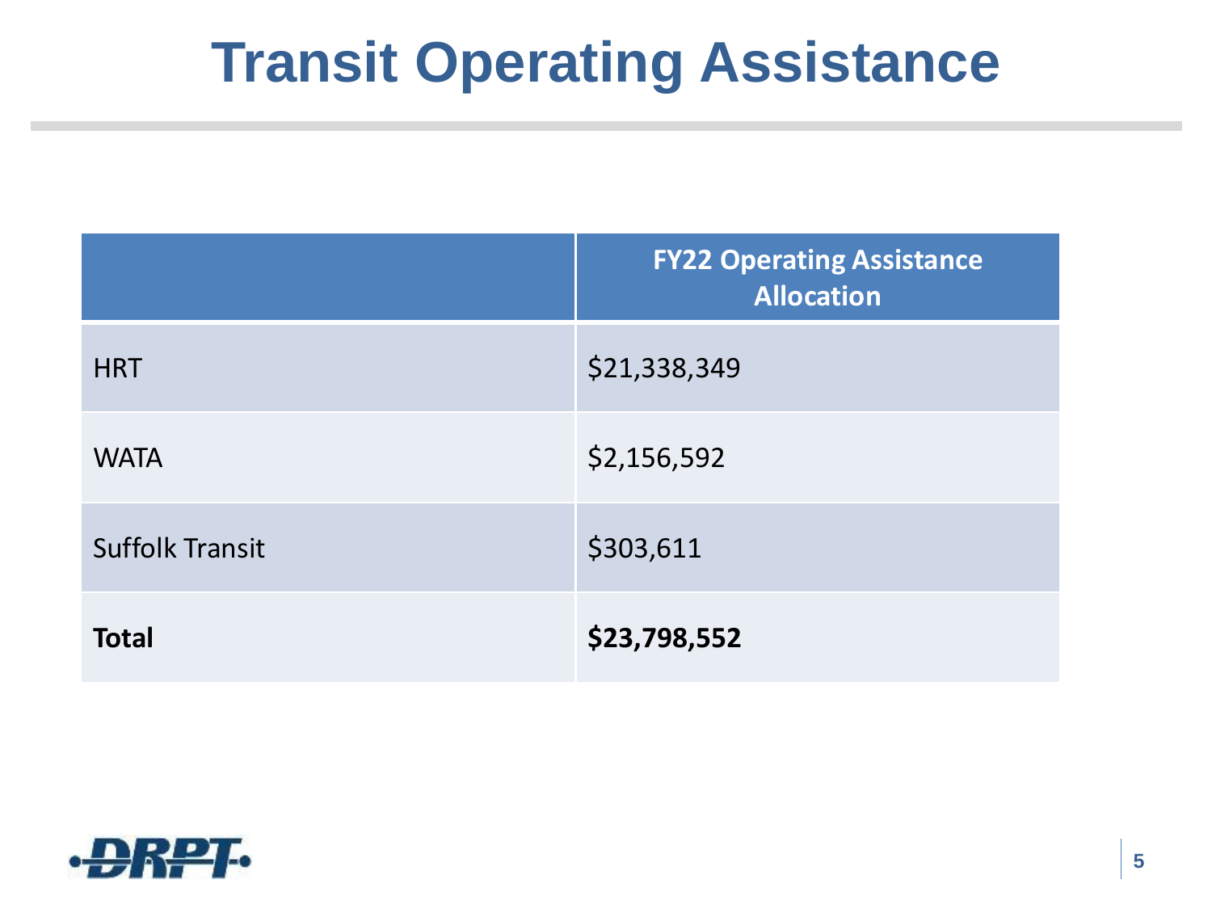# Transit Operating Assistance

| | FY22 Operating Assistance Allocation |
|---|---|
| HRT | $21,338,349 |
| WATA | $2,156,592 |
| Suffolk Transit | $303,611 |
| **Total** | **$23,798,552** |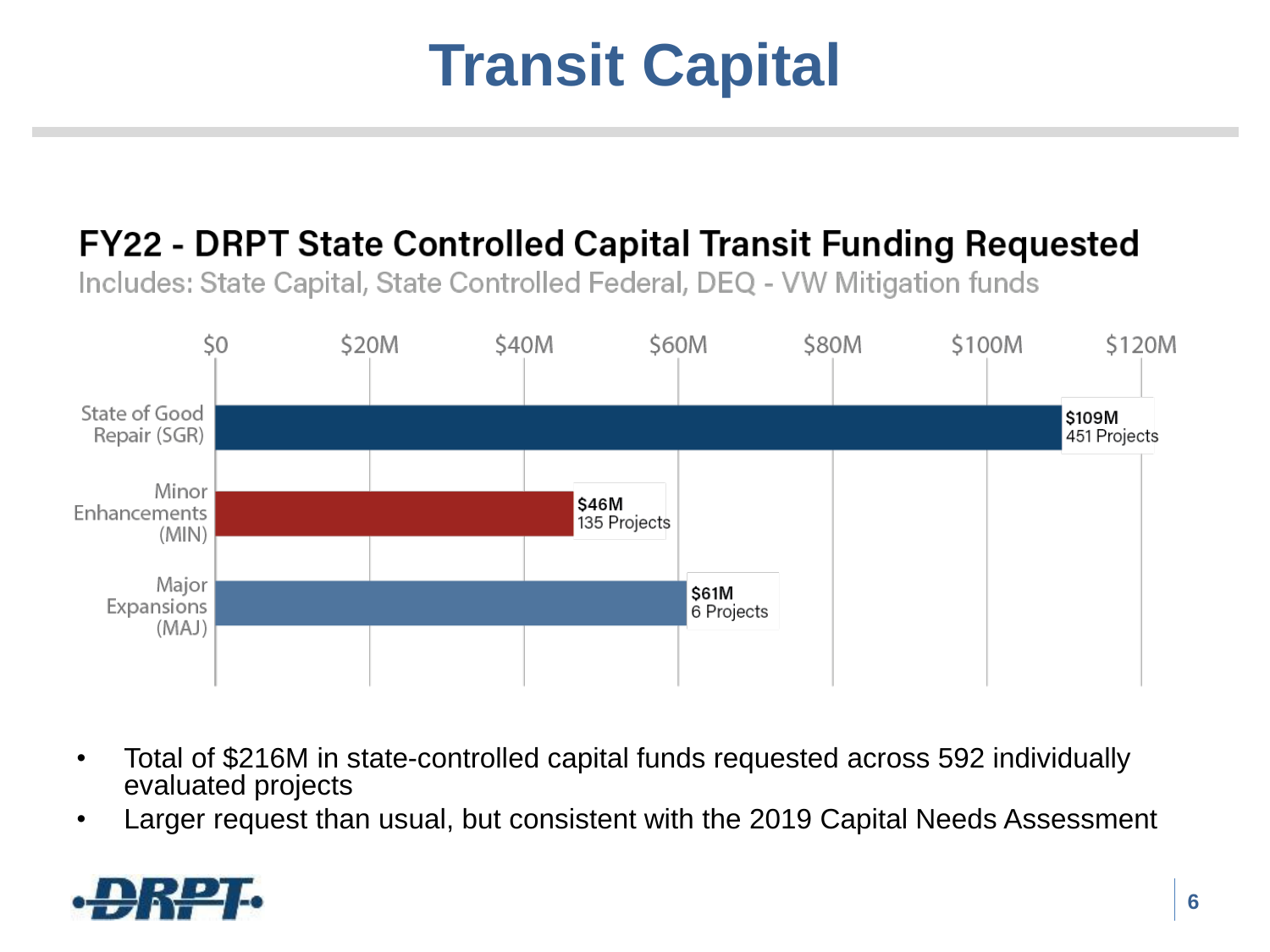# Transit Capital

## FY22 - DRPT State Controlled Capital Transit Funding Requested

Includes: State Capital, State Controlled Federal, DEQ - VW Mitigation funds

| Category | Funding Requested | Projects |
|---|---|---|
| State of Good Repair (SGR) | $109M | 451 Projects |
| Minor Enhancements (MIN) | $46M | 135 Projects |
| Major Expansions (MAJ) | $61M | 6 Projects |

- Total of $216M in state-controlled capital funds requested across 592 individually evaluated projects
- Larger request than usual, but consistent with the 2019 Capital Needs Assessment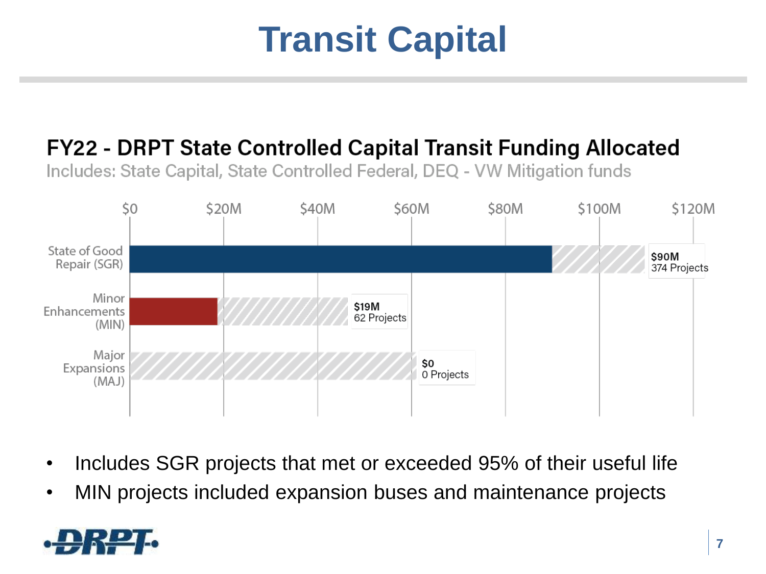# Transit Capital

## FY22 - DRPT State Controlled Capital Transit Funding Allocated

Includes: State Capital, State Controlled Federal, DEQ - VW Mitigation funds

| Category | Funding Allocated | Projects |
|---|---|---|
| State of Good Repair (SGR) | $90M | 374 Projects |
| Minor Enhancements (MIN) | $19M | 62 Projects |
| Major Expansions (MAJ) | $0 | 0 Projects |

- Includes SGR projects that met or exceeded 95% of their useful life
- MIN projects included expansion buses and maintenance projects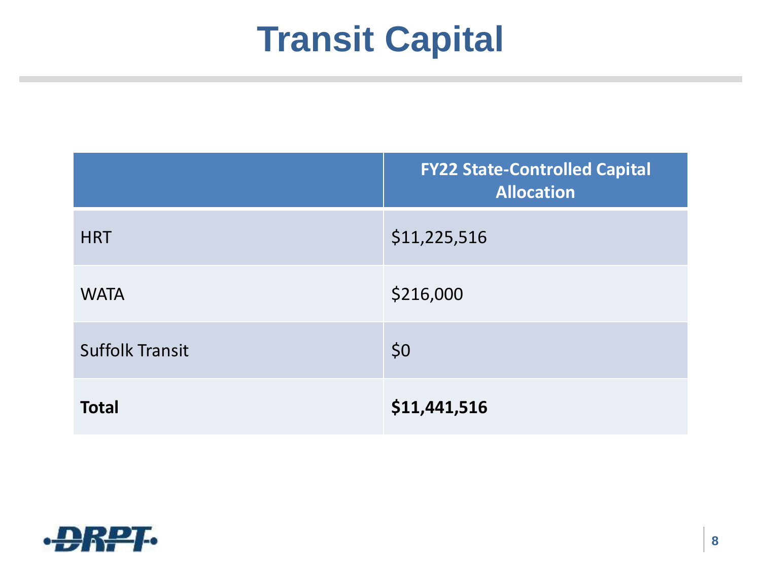# Transit Capital

| | FY22 State-Controlled Capital Allocation |
|---|---|
| HRT | $11,225,516 |
| WATA | $216,000 |
| Suffolk Transit | $0 |
| **Total** | **$11,441,516** |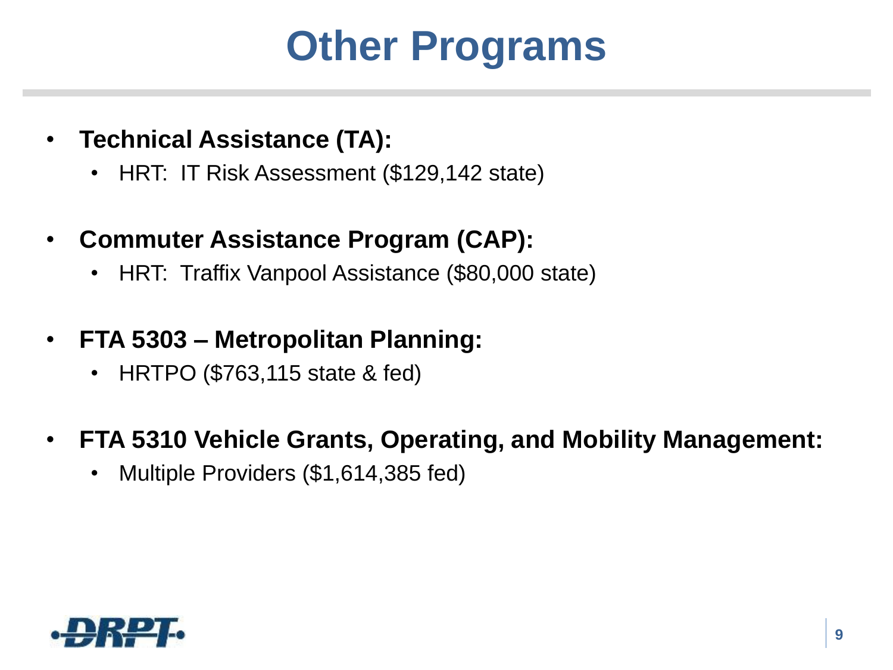# Other Programs

- **Technical Assistance (TA):**
  - HRT: IT Risk Assessment ($129,142 state)
- **Commuter Assistance Program (CAP):**
  - HRT: Traffix Vanpool Assistance ($80,000 state)
- **FTA 5303 – Metropolitan Planning:**
  - HRTPO ($763,115 state & fed)
- **FTA 5310 Vehicle Grants, Operating, and Mobility Management:**
  - Multiple Providers ($1,614,385 fed)